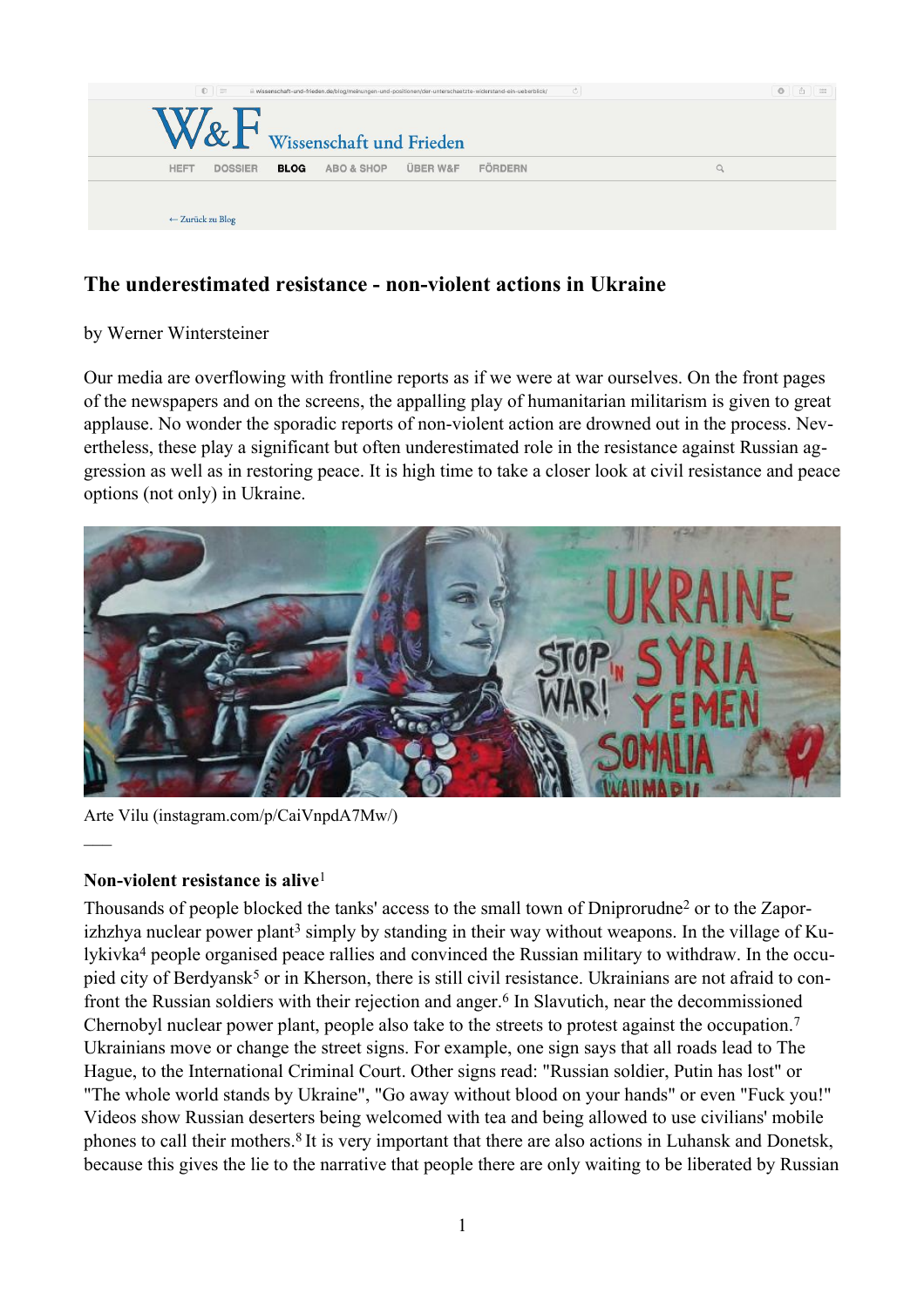# The underestimated resistance - non-violent actions in Ukraine

by Werner Wintersteiner

Our media are overflowing with frontline reports as if we were at war ourselves. On the front pages of the newspapers and on the screens, the appalling play of humanitarian militarism is given to great applause. No wonder the sporadic reports of non-violent action are drowned out in the process. Nevertheless, these play a significant but often underestimated role in the resistance against Russian aggression as well as in restoring peace. It is high time to take a closer look at civil resistance and peace options (not only) in Ukraine.

Arte Vilu (instagram.com/p/CaiVnpdA7Mw/)

—

### Non-violent resistance is alive[1]

Thousands of people blocked the tanks' access to the small town of Dniprorudne[2] or to the Zaporizhzhya nuclear power plant[3] simply by standing in their way without weapons. In the village of Kulykivka[4] people organised peace rallies and convinced the Russian military to withdraw. In the occupied city of Berdyansk[5] or in Kherson, there is still civil resistance. Ukrainians are not afraid to confront the Russian soldiers with their rejection and anger.[6] In Slavutich, near the decommissioned Chernobyl nuclear power plant, people also take to the streets to protest against the occupation.[7] Ukrainians move or change the street signs. For example, one sign says that all roads lead to The Hague, to the International Criminal Court. Other signs read: "Russian soldier, Putin has lost" or "The whole world stands by Ukraine", "Go away without blood on your hands" or even "Fuck you!" Videos show Russian deserters being welcomed with tea and being allowed to use civilians' mobile phones to call their mothers.[8] It is very important that there are also actions in Luhansk and Donetsk, because this gives the lie to the narrative that people there are only waiting to be liberated by Russian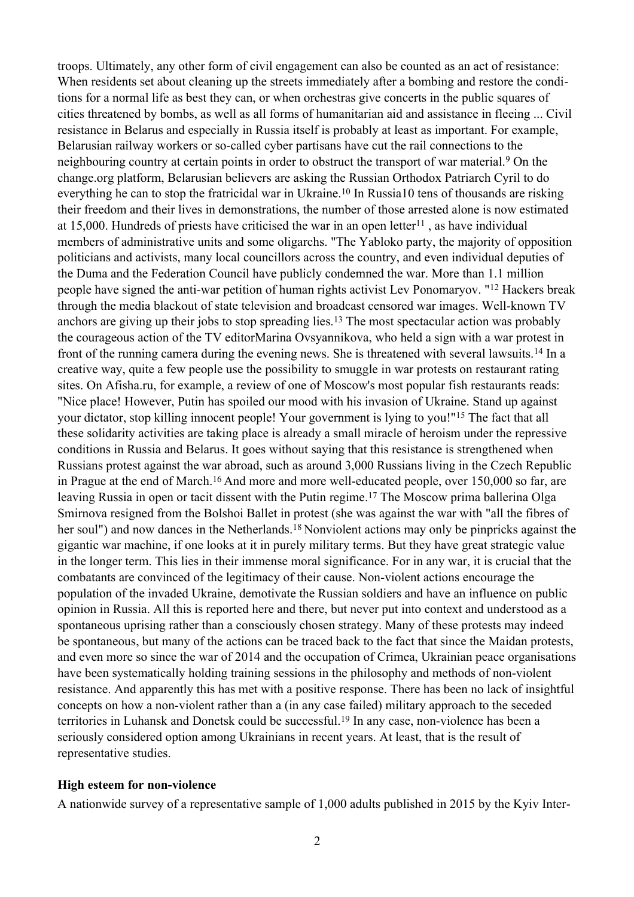troops. Ultimately, any other form of civil engagement can also be counted as an act of resistance: When residents set about cleaning up the streets immediately after a bombing and restore the conditions for a normal life as best they can, or when orchestras give concerts in the public squares of cities threatened by bombs, as well as all forms of humanitarian aid and assistance in fleeing ... Civil resistance in Belarus and especially in Russia itself is probably at least as important. For example, Belarusian railway workers or so-called cyber partisans have cut the rail connections to the neighbouring country at certain points in order to obstruct the transport of war material.[9] On the change.org platform, Belarusian believers are asking the Russian Orthodox Patriarch Cyril to do everything he can to stop the fratricidal war in Ukraine.[10] In Russia10 tens of thousands are risking their freedom and their lives in demonstrations, the number of those arrested alone is now estimated at 15,000. Hundreds of priests have criticised the war in an open letter[11] , as have individual members of administrative units and some oligarchs. "The Yabloko party, the majority of opposition politicians and activists, many local councillors across the country, and even individual deputies of the Duma and the Federation Council have publicly condemned the war. More than 1.1 million people have signed the anti-war petition of human rights activist Lev Ponomaryov. "[12] Hackers break through the media blackout of state television and broadcast censored war images. Well-known TV anchors are giving up their jobs to stop spreading lies.[13] The most spectacular action was probably the courageous action of the TV editorMarina Ovsyannikova, who held a sign with a war protest in front of the running camera during the evening news. She is threatened with several lawsuits.[14] In a creative way, quite a few people use the possibility to smuggle in war protests on restaurant rating sites. On Afisha.ru, for example, a review of one of Moscow's most popular fish restaurants reads: "Nice place! However, Putin has spoiled our mood with his invasion of Ukraine. Stand up against your dictator, stop killing innocent people! Your government is lying to you!"[15] The fact that all these solidarity activities are taking place is already a small miracle of heroism under the repressive conditions in Russia and Belarus. It goes without saying that this resistance is strengthened when Russians protest against the war abroad, such as around 3,000 Russians living in the Czech Republic in Prague at the end of March.[16] And more and more well-educated people, over 150,000 so far, are leaving Russia in open or tacit dissent with the Putin regime.[17] The Moscow prima ballerina Olga Smirnova resigned from the Bolshoi Ballet in protest (she was against the war with "all the fibres of her soul") and now dances in the Netherlands.[18] Nonviolent actions may only be pinpricks against the gigantic war machine, if one looks at it in purely military terms. But they have great strategic value in the longer term. This lies in their immense moral significance. For in any war, it is crucial that the combatants are convinced of the legitimacy of their cause. Non-violent actions encourage the population of the invaded Ukraine, demotivate the Russian soldiers and have an influence on public opinion in Russia. All this is reported here and there, but never put into context and understood as a spontaneous uprising rather than a consciously chosen strategy. Many of these protests may indeed be spontaneous, but many of the actions can be traced back to the fact that since the Maidan protests, and even more so since the war of 2014 and the occupation of Crimea, Ukrainian peace organisations have been systematically holding training sessions in the philosophy and methods of non-violent resistance. And apparently this has met with a positive response. There has been no lack of insightful concepts on how a non-violent rather than a (in any case failed) military approach to the seceded territories in Luhansk and Donetsk could be successful.[19] In any case, non-violence has been a seriously considered option among Ukrainians in recent years. At least, that is the result of representative studies.

**High esteem for non-violence**

A nationwide survey of a representative sample of 1,000 adults published in 2015 by the Kyiv Inter-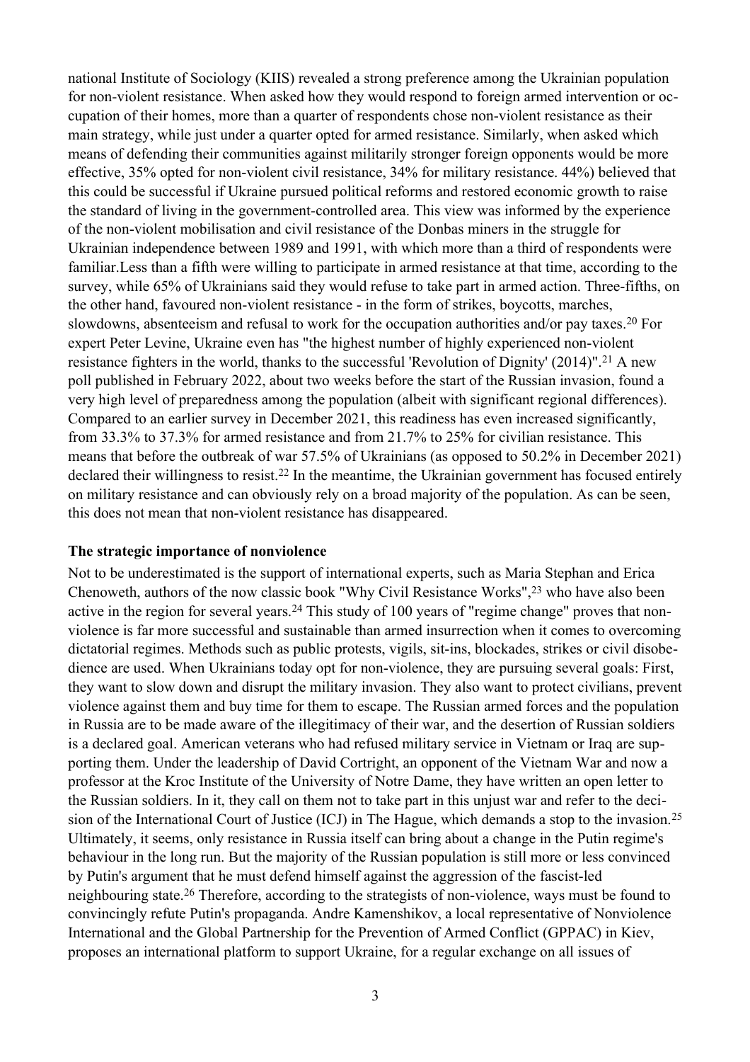national Institute of Sociology (KIIS) revealed a strong preference among the Ukrainian population for non-violent resistance. When asked how they would respond to foreign armed intervention or occupation of their homes, more than a quarter of respondents chose non-violent resistance as their main strategy, while just under a quarter opted for armed resistance. Similarly, when asked which means of defending their communities against militarily stronger foreign opponents would be more effective, 35% opted for non-violent civil resistance, 34% for military resistance. 44%) believed that this could be successful if Ukraine pursued political reforms and restored economic growth to raise the standard of living in the government-controlled area. This view was informed by the experience of the non-violent mobilisation and civil resistance of the Donbas miners in the struggle for Ukrainian independence between 1989 and 1991, with which more than a third of respondents were familiar.Less than a fifth were willing to participate in armed resistance at that time, according to the survey, while 65% of Ukrainians said they would refuse to take part in armed action. Three-fifths, on the other hand, favoured non-violent resistance - in the form of strikes, boycotts, marches, slowdowns, absenteeism and refusal to work for the occupation authorities and/or pay taxes.[20] For expert Peter Levine, Ukraine even has "the highest number of highly experienced non-violent resistance fighters in the world, thanks to the successful 'Revolution of Dignity' (2014)".[21] A new poll published in February 2022, about two weeks before the start of the Russian invasion, found a very high level of preparedness among the population (albeit with significant regional differences). Compared to an earlier survey in December 2021, this readiness has even increased significantly, from 33.3% to 37.3% for armed resistance and from 21.7% to 25% for civilian resistance. This means that before the outbreak of war 57.5% of Ukrainians (as opposed to 50.2% in December 2021) declared their willingness to resist.[22] In the meantime, the Ukrainian government has focused entirely on military resistance and can obviously rely on a broad majority of the population. As can be seen, this does not mean that non-violent resistance has disappeared.

**The strategic importance of nonviolence**

Not to be underestimated is the support of international experts, such as Maria Stephan and Erica Chenoweth, authors of the now classic book "Why Civil Resistance Works",[23] who have also been active in the region for several years.[24] This study of 100 years of "regime change" proves that non-violence is far more successful and sustainable than armed insurrection when it comes to overcoming dictatorial regimes. Methods such as public protests, vigils, sit-ins, blockades, strikes or civil disobedience are used. When Ukrainians today opt for non-violence, they are pursuing several goals: First, they want to slow down and disrupt the military invasion. They also want to protect civilians, prevent violence against them and buy time for them to escape. The Russian armed forces and the population in Russia are to be made aware of the illegitimacy of their war, and the desertion of Russian soldiers is a declared goal. American veterans who had refused military service in Vietnam or Iraq are supporting them. Under the leadership of David Cortright, an opponent of the Vietnam War and now a professor at the Kroc Institute of the University of Notre Dame, they have written an open letter to the Russian soldiers. In it, they call on them not to take part in this unjust war and refer to the decision of the International Court of Justice (ICJ) in The Hague, which demands a stop to the invasion.[25] Ultimately, it seems, only resistance in Russia itself can bring about a change in the Putin regime's behaviour in the long run. But the majority of the Russian population is still more or less convinced by Putin's argument that he must defend himself against the aggression of the fascist-led neighbouring state.[26] Therefore, according to the strategists of non-violence, ways must be found to convincingly refute Putin's propaganda. Andre Kamenshikov, a local representative of Nonviolence International and the Global Partnership for the Prevention of Armed Conflict (GPPAC) in Kiev, proposes an international platform to support Ukraine, for a regular exchange on all issues of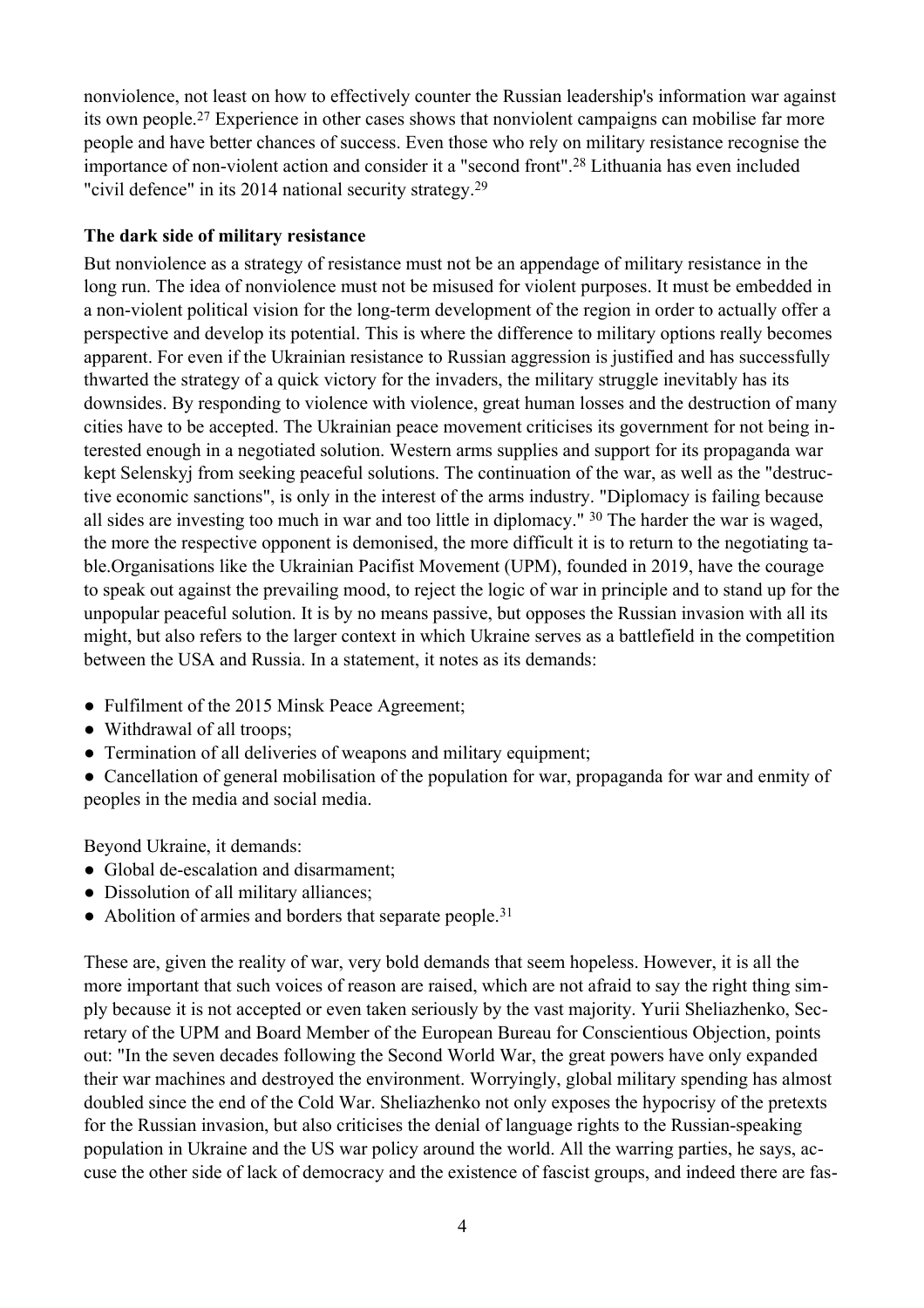nonviolence, not least on how to effectively counter the Russian leadership's information war against its own people.[27] Experience in other cases shows that nonviolent campaigns can mobilise far more people and have better chances of success. Even those who rely on military resistance recognise the importance of non-violent action and consider it a "second front".[28] Lithuania has even included "civil defence" in its 2014 national security strategy.[29]

**The dark side of military resistance**

But nonviolence as a strategy of resistance must not be an appendage of military resistance in the long run. The idea of nonviolence must not be misused for violent purposes. It must be embedded in a non-violent political vision for the long-term development of the region in order to actually offer a perspective and develop its potential. This is where the difference to military options really becomes apparent. For even if the Ukrainian resistance to Russian aggression is justified and has successfully thwarted the strategy of a quick victory for the invaders, the military struggle inevitably has its downsides. By responding to violence with violence, great human losses and the destruction of many cities have to be accepted. The Ukrainian peace movement criticises its government for not being interested enough in a negotiated solution. Western arms supplies and support for its propaganda war kept Selenskyj from seeking peaceful solutions. The continuation of the war, as well as the "destructive economic sanctions", is only in the interest of the arms industry. "Diplomacy is failing because all sides are investing too much in war and too little in diplomacy." [30] The harder the war is waged, the more the respective opponent is demonised, the more difficult it is to return to the negotiating table.Organisations like the Ukrainian Pacifist Movement (UPM), founded in 2019, have the courage to speak out against the prevailing mood, to reject the logic of war in principle and to stand up for the unpopular peaceful solution. It is by no means passive, but opposes the Russian invasion with all its might, but also refers to the larger context in which Ukraine serves as a battlefield in the competition between the USA and Russia. In a statement, it notes as its demands:

- Fulfilment of the 2015 Minsk Peace Agreement;
- Withdrawal of all troops;
- Termination of all deliveries of weapons and military equipment;
- Cancellation of general mobilisation of the population for war, propaganda for war and enmity of peoples in the media and social media.

Beyond Ukraine, it demands:

- Global de-escalation and disarmament;
- Dissolution of all military alliances;
- Abolition of armies and borders that separate people.[31]

These are, given the reality of war, very bold demands that seem hopeless. However, it is all the more important that such voices of reason are raised, which are not afraid to say the right thing simply because it is not accepted or even taken seriously by the vast majority. Yurii Sheliazhenko, Secretary of the UPM and Board Member of the European Bureau for Conscientious Objection, points out: "In the seven decades following the Second World War, the great powers have only expanded their war machines and destroyed the environment. Worryingly, global military spending has almost doubled since the end of the Cold War. Sheliazhenko not only exposes the hypocrisy of the pretexts for the Russian invasion, but also criticises the denial of language rights to the Russian-speaking population in Ukraine and the US war policy around the world. All the warring parties, he says, accuse the other side of lack of democracy and the existence of fascist groups, and indeed there are fas-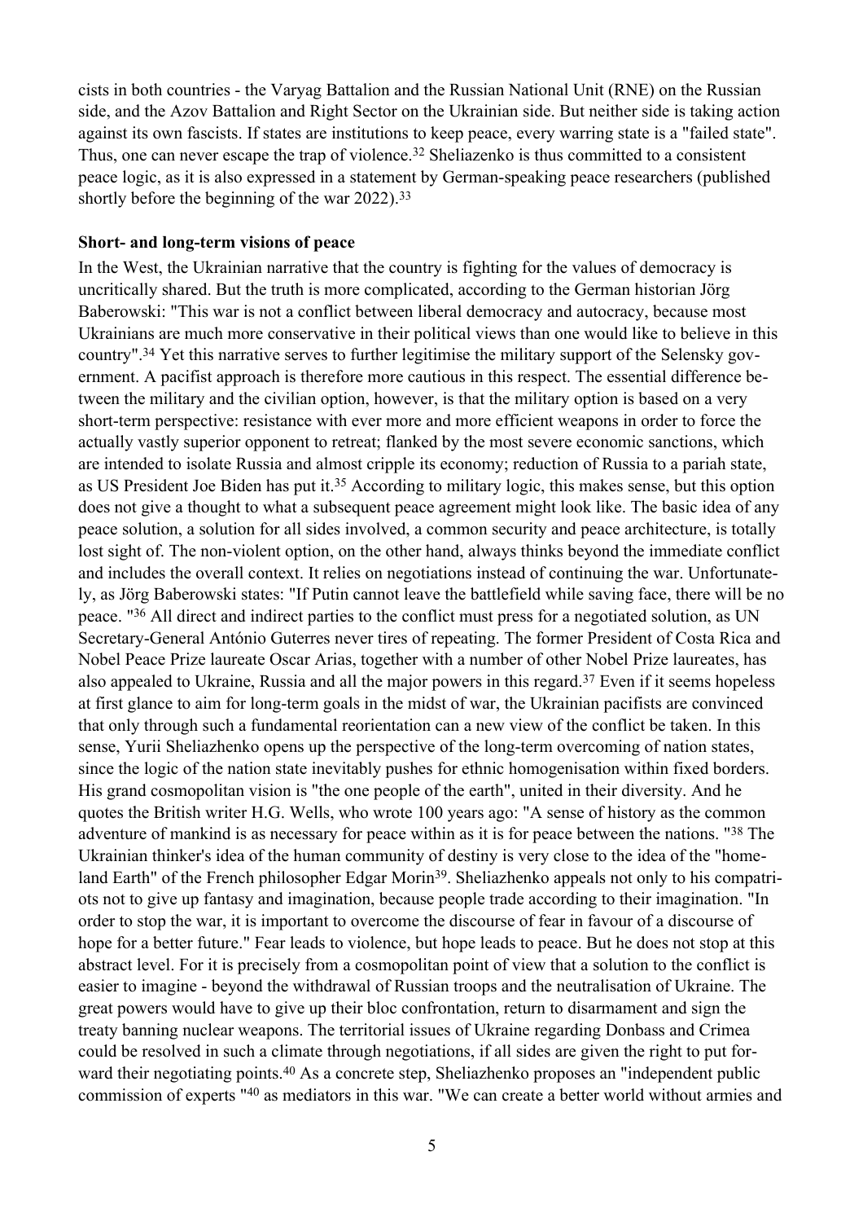cists in both countries - the Varyag Battalion and the Russian National Unit (RNE) on the Russian side, and the Azov Battalion and Right Sector on the Ukrainian side. But neither side is taking action against its own fascists. If states are institutions to keep peace, every warring state is a "failed state". Thus, one can never escape the trap of violence.[32] Sheliazenko is thus committed to a consistent peace logic, as it is also expressed in a statement by German-speaking peace researchers (published shortly before the beginning of the war 2022).[33]

**Short- and long-term visions of peace**

In the West, the Ukrainian narrative that the country is fighting for the values of democracy is uncritically shared. But the truth is more complicated, according to the German historian Jörg Baberowski: "This war is not a conflict between liberal democracy and autocracy, because most Ukrainians are much more conservative in their political views than one would like to believe in this country".[34] Yet this narrative serves to further legitimise the military support of the Selensky government. A pacifist approach is therefore more cautious in this respect. The essential difference between the military and the civilian option, however, is that the military option is based on a very short-term perspective: resistance with ever more and more efficient weapons in order to force the actually vastly superior opponent to retreat; flanked by the most severe economic sanctions, which are intended to isolate Russia and almost cripple its economy; reduction of Russia to a pariah state, as US President Joe Biden has put it.[35] According to military logic, this makes sense, but this option does not give a thought to what a subsequent peace agreement might look like. The basic idea of any peace solution, a solution for all sides involved, a common security and peace architecture, is totally lost sight of. The non-violent option, on the other hand, always thinks beyond the immediate conflict and includes the overall context. It relies on negotiations instead of continuing the war. Unfortunately, as Jörg Baberowski states: "If Putin cannot leave the battlefield while saving face, there will be no peace. "[36] All direct and indirect parties to the conflict must press for a negotiated solution, as UN Secretary-General António Guterres never tires of repeating. The former President of Costa Rica and Nobel Peace Prize laureate Oscar Arias, together with a number of other Nobel Prize laureates, has also appealed to Ukraine, Russia and all the major powers in this regard.[37] Even if it seems hopeless at first glance to aim for long-term goals in the midst of war, the Ukrainian pacifists are convinced that only through such a fundamental reorientation can a new view of the conflict be taken. In this sense, Yurii Sheliazhenko opens up the perspective of the long-term overcoming of nation states, since the logic of the nation state inevitably pushes for ethnic homogenisation within fixed borders. His grand cosmopolitan vision is "the one people of the earth", united in their diversity. And he quotes the British writer H.G. Wells, who wrote 100 years ago: "A sense of history as the common adventure of mankind is as necessary for peace within as it is for peace between the nations. "[38] The Ukrainian thinker's idea of the human community of destiny is very close to the idea of the "homeland Earth" of the French philosopher Edgar Morin[39]. Sheliazhenko appeals not only to his compatriots not to give up fantasy and imagination, because people trade according to their imagination. "In order to stop the war, it is important to overcome the discourse of fear in favour of a discourse of hope for a better future." Fear leads to violence, but hope leads to peace. But he does not stop at this abstract level. For it is precisely from a cosmopolitan point of view that a solution to the conflict is easier to imagine - beyond the withdrawal of Russian troops and the neutralisation of Ukraine. The great powers would have to give up their bloc confrontation, return to disarmament and sign the treaty banning nuclear weapons. The territorial issues of Ukraine regarding Donbass and Crimea could be resolved in such a climate through negotiations, if all sides are given the right to put forward their negotiating points.[40] As a concrete step, Sheliazhenko proposes an "independent public commission of experts "[40] as mediators in this war. "We can create a better world without armies and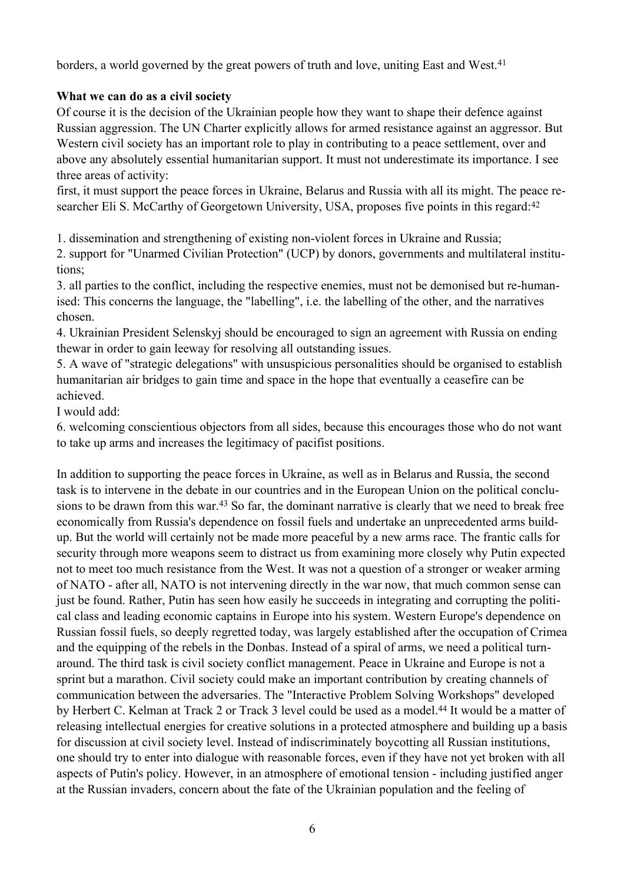borders, a world governed by the great powers of truth and love, uniting East and West.[41]

**What we can do as a civil society**

Of course it is the decision of the Ukrainian people how they want to shape their defence against Russian aggression. The UN Charter explicitly allows for armed resistance against an aggressor. But Western civil society has an important role to play in contributing to a peace settlement, over and above any absolutely essential humanitarian support. It must not underestimate its importance. I see three areas of activity:

first, it must support the peace forces in Ukraine, Belarus and Russia with all its might. The peace researcher Eli S. McCarthy of Georgetown University, USA, proposes five points in this regard:[42]

1. dissemination and strengthening of existing non-violent forces in Ukraine and Russia;
2. support for "Unarmed Civilian Protection" (UCP) by donors, governments and multilateral institutions;
3. all parties to the conflict, including the respective enemies, must not be demonised but re-humanised: This concerns the language, the "labelling", i.e. the labelling of the other, and the narratives chosen.
4. Ukrainian President Selenskyj should be encouraged to sign an agreement with Russia on ending thewar in order to gain leeway for resolving all outstanding issues.
5. A wave of "strategic delegations" with unsuspicious personalities should be organised to establish humanitarian air bridges to gain time and space in the hope that eventually a ceasefire can be achieved.

I would add:

6. welcoming conscientious objectors from all sides, because this encourages those who do not want to take up arms and increases the legitimacy of pacifist positions.

In addition to supporting the peace forces in Ukraine, as well as in Belarus and Russia, the second task is to intervene in the debate in our countries and in the European Union on the political conclusions to be drawn from this war.[43] So far, the dominant narrative is clearly that we need to break free economically from Russia's dependence on fossil fuels and undertake an unprecedented arms build-up. But the world will certainly not be made more peaceful by a new arms race. The frantic calls for security through more weapons seem to distract us from examining more closely why Putin expected not to meet too much resistance from the West. It was not a question of a stronger or weaker arming of NATO - after all, NATO is not intervening directly in the war now, that much common sense can just be found. Rather, Putin has seen how easily he succeeds in integrating and corrupting the political class and leading economic captains in Europe into his system. Western Europe's dependence on Russian fossil fuels, so deeply regretted today, was largely established after the occupation of Crimea and the equipping of the rebels in the Donbas. Instead of a spiral of arms, we need a political turnaround. The third task is civil society conflict management. Peace in Ukraine and Europe is not a sprint but a marathon. Civil society could make an important contribution by creating channels of communication between the adversaries. The "Interactive Problem Solving Workshops" developed by Herbert C. Kelman at Track 2 or Track 3 level could be used as a model.[44] It would be a matter of releasing intellectual energies for creative solutions in a protected atmosphere and building up a basis for discussion at civil society level. Instead of indiscriminately boycotting all Russian institutions, one should try to enter into dialogue with reasonable forces, even if they have not yet broken with all aspects of Putin's policy. However, in an atmosphere of emotional tension - including justified anger at the Russian invaders, concern about the fate of the Ukrainian population and the feeling of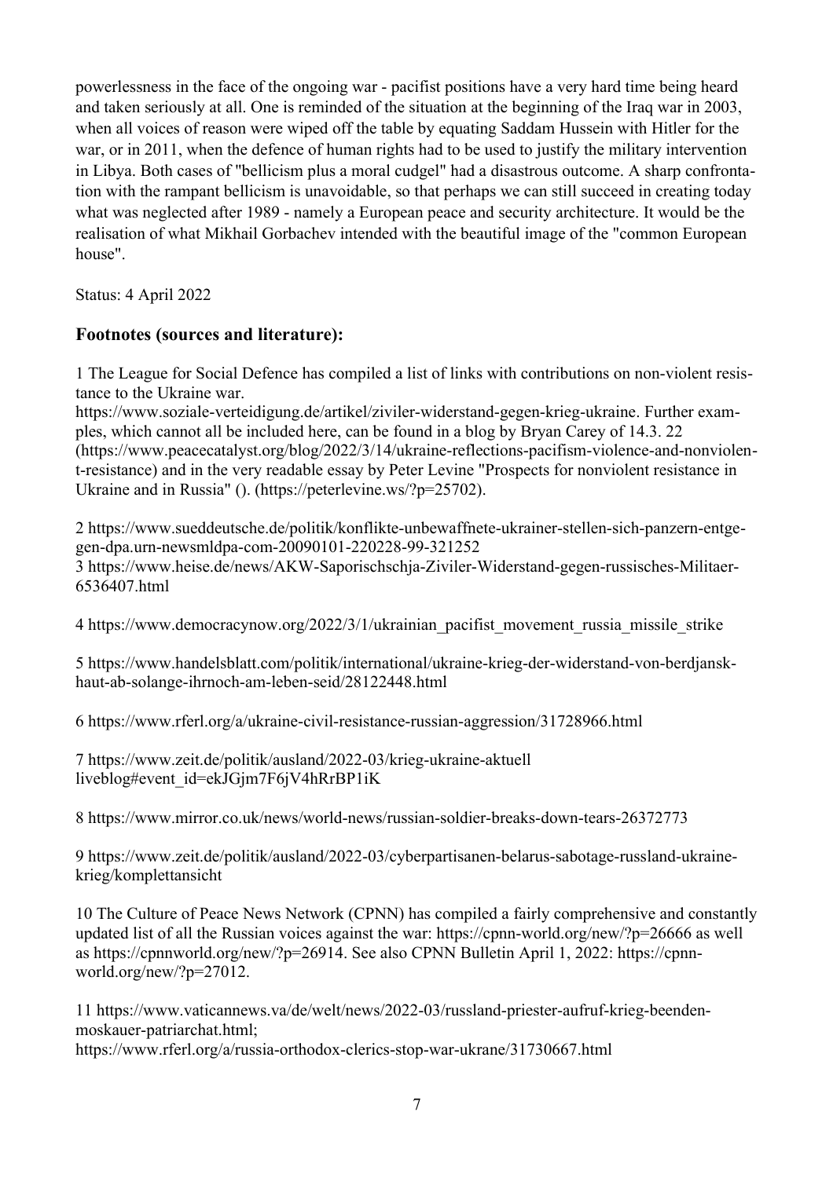powerlessness in the face of the ongoing war - pacifist positions have a very hard time being heard and taken seriously at all. One is reminded of the situation at the beginning of the Iraq war in 2003, when all voices of reason were wiped off the table by equating Saddam Hussein with Hitler for the war, or in 2011, when the defence of human rights had to be used to justify the military intervention in Libya. Both cases of "bellicism plus a moral cudgel" had a disastrous outcome. A sharp confrontation with the rampant bellicism is unavoidable, so that perhaps we can still succeed in creating today what was neglected after 1989 - namely a European peace and security architecture. It would be the realisation of what Mikhail Gorbachev intended with the beautiful image of the "common European house".

Status: 4 April 2022

## Footnotes (sources and literature):

1 The League for Social Defence has compiled a list of links with contributions on non-violent resistance to the Ukraine war. https://www.soziale-verteidigung.de/artikel/ziviler-widerstand-gegen-krieg-ukraine. Further examples, which cannot all be included here, can be found in a blog by Bryan Carey of 14.3. 22 (https://www.peacecatalyst.org/blog/2022/3/14/ukraine-reflections-pacifism-violence-and-nonviolent-resistance) and in the very readable essay by Peter Levine "Prospects for nonviolent resistance in Ukraine and in Russia" (). (https://peterlevine.ws/?p=25702).

2 https://www.sueddeutsche.de/politik/konflikte-unbewaffnete-ukrainer-stellen-sich-panzern-entgegen-dpa.urn-newsmldpa-com-20090101-220228-99-321252

3 https://www.heise.de/news/AKW-Saporischschja-Ziviler-Widerstand-gegen-russisches-Militaer-6536407.html

4 https://www.democracynow.org/2022/3/1/ukrainian_pacifist_movement_russia_missile_strike

5 https://www.handelsblatt.com/politik/international/ukraine-krieg-der-widerstand-von-berdjansk-haut-ab-solange-ihrnoch-am-leben-seid/28122448.html

6 https://www.rferl.org/a/ukraine-civil-resistance-russian-aggression/31728966.html

7 https://www.zeit.de/politik/ausland/2022-03/krieg-ukraine-aktuell liveblog#event_id=ekJGjm7F6jV4hRrBP1iK

8 https://www.mirror.co.uk/news/world-news/russian-soldier-breaks-down-tears-26372773

9 https://www.zeit.de/politik/ausland/2022-03/cyberpartisanen-belarus-sabotage-russland-ukraine-krieg/komplettansicht

10 The Culture of Peace News Network (CPNN) has compiled a fairly comprehensive and constantly updated list of all the Russian voices against the war: https://cpnn-world.org/new/?p=26666 as well as https://cpnnworld.org/new/?p=26914. See also CPNN Bulletin April 1, 2022: https://cpnn-world.org/new/?p=27012.

11 https://www.vaticannews.va/de/welt/news/2022-03/russland-priester-aufruf-krieg-beenden-moskauer-patriarchat.html;
https://www.rferl.org/a/russia-orthodox-clerics-stop-war-ukrane/31730667.html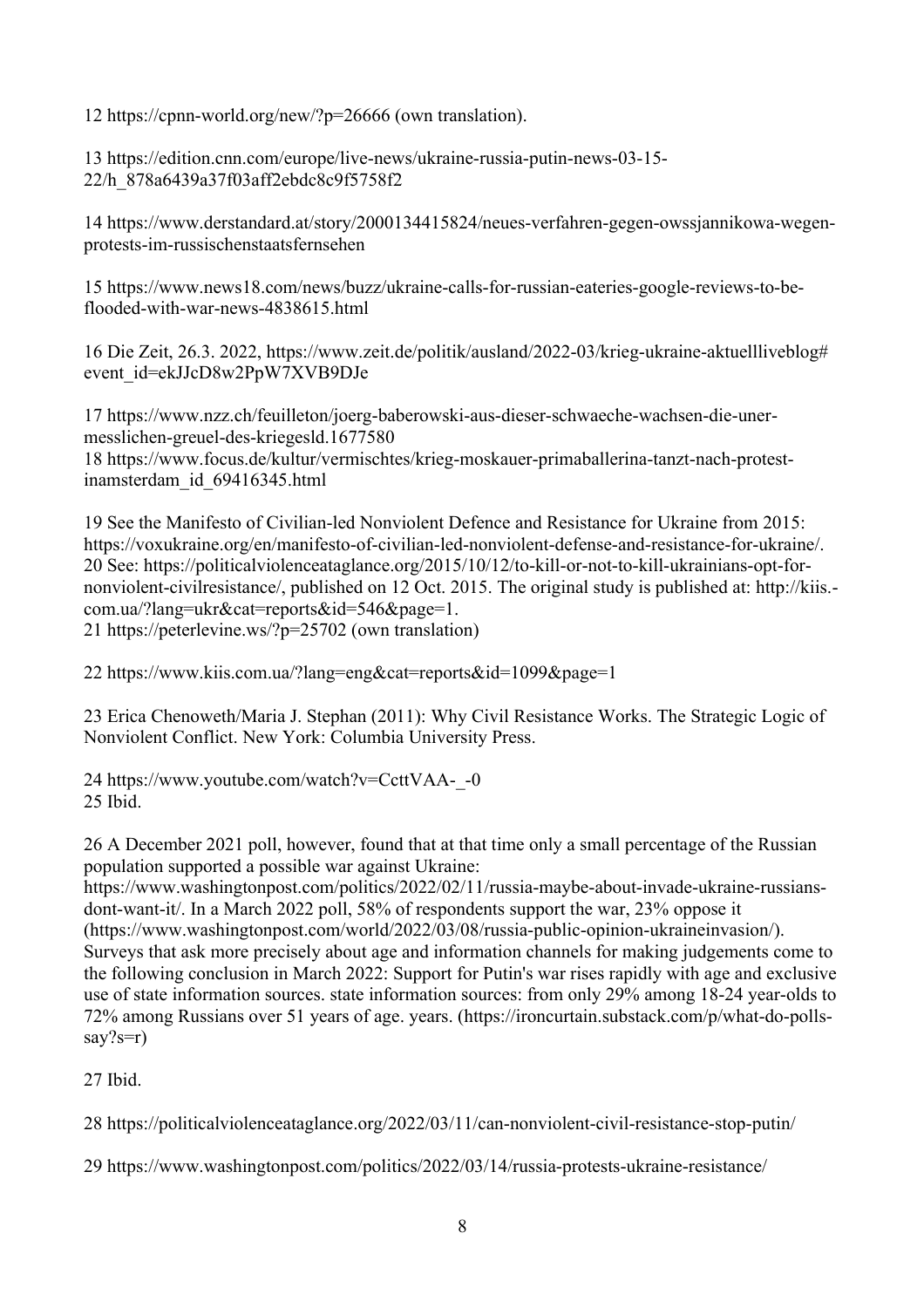12 https://cpnn-world.org/new/?p=26666 (own translation).

13 https://edition.cnn.com/europe/live-news/ukraine-russia-putin-news-03-15-22/h_878a6439a37f03aff2ebdc8c9f5758f2

14 https://www.derstandard.at/story/2000134415824/neues-verfahren-gegen-owssjannikowa-wegen-protests-im-russischenstaatsfernsehen

15 https://www.news18.com/news/buzz/ukraine-calls-for-russian-eateries-google-reviews-to-be-flooded-with-war-news-4838615.html

16 Die Zeit, 26.3. 2022, https://www.zeit.de/politik/ausland/2022-03/krieg-ukraine-aktuellliveblog#event_id=ekJJcD8w2PpW7XVB9DJe

17 https://www.nzz.ch/feuilleton/joerg-baberowski-aus-dieser-schwaeche-wachsen-die-unermesslichen-greuel-des-kriegesld.1677580

18 https://www.focus.de/kultur/vermischtes/krieg-moskauer-primaballerina-tanzt-nach-protest-inamsterdam_id_69416345.html

19 See the Manifesto of Civilian-led Nonviolent Defence and Resistance for Ukraine from 2015: https://voxukraine.org/en/manifesto-of-civilian-led-nonviolent-defense-and-resistance-for-ukraine/.

20 See: https://politicalviolenceataglance.org/2015/10/12/to-kill-or-not-to-kill-ukrainians-opt-for-nonviolent-civilresistance/, published on 12 Oct. 2015. The original study is published at: http://kiis.-com.ua/?lang=ukr&cat=reports&id=546&page=1.

21 https://peterlevine.ws/?p=25702 (own translation)

22 https://www.kiis.com.ua/?lang=eng&cat=reports&id=1099&page=1

23 Erica Chenoweth/Maria J. Stephan (2011): Why Civil Resistance Works. The Strategic Logic of Nonviolent Conflict. New York: Columbia University Press.

24 https://www.youtube.com/watch?v=CcttVAA-_-0

25 Ibid.

26 A December 2021 poll, however, found that at that time only a small percentage of the Russian population supported a possible war against Ukraine: https://www.washingtonpost.com/politics/2022/02/11/russia-maybe-about-invade-ukraine-russians-dont-want-it/. In a March 2022 poll, 58% of respondents support the war, 23% oppose it (https://www.washingtonpost.com/world/2022/03/08/russia-public-opinion-ukraineinvasion/). Surveys that ask more precisely about age and information channels for making judgements come to the following conclusion in March 2022: Support for Putin's war rises rapidly with age and exclusive use of state information sources. state information sources: from only 29% among 18-24 year-olds to 72% among Russians over 51 years of age. years. (https://ironcurtain.substack.com/p/what-do-polls-say?s=r)

27 Ibid.

28 https://politicalviolenceataglance.org/2022/03/11/can-nonviolent-civil-resistance-stop-putin/

29 https://www.washingtonpost.com/politics/2022/03/14/russia-protests-ukraine-resistance/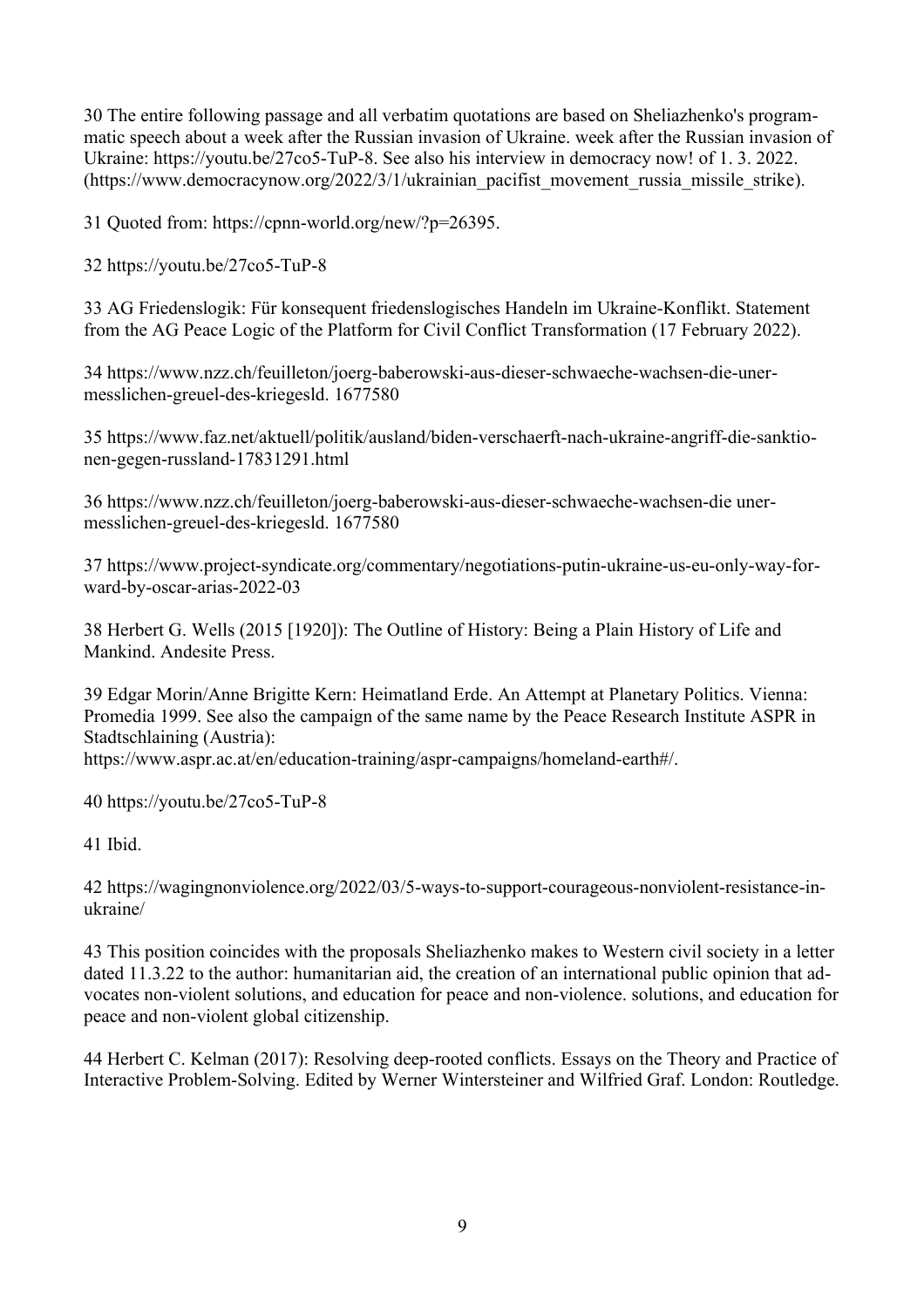30 The entire following passage and all verbatim quotations are based on Sheliazhenko's programmatic speech about a week after the Russian invasion of Ukraine. week after the Russian invasion of Ukraine: https://youtu.be/27co5-TuP-8. See also his interview in democracy now! of 1. 3. 2022. (https://www.democracynow.org/2022/3/1/ukrainian_pacifist_movement_russia_missile_strike).

31 Quoted from: https://cpnn-world.org/new/?p=26395.

32 https://youtu.be/27co5-TuP-8

33 AG Friedenslogik: Für konsequent friedenslogisches Handeln im Ukraine-Konflikt. Statement from the AG Peace Logic of the Platform for Civil Conflict Transformation (17 February 2022).

34 https://www.nzz.ch/feuilleton/joerg-baberowski-aus-dieser-schwaeche-wachsen-die-unermesslichen-greuel-des-kriegesld. 1677580

35 https://www.faz.net/aktuell/politik/ausland/biden-verschaerft-nach-ukraine-angriff-die-sanktionen-gegen-russland-17831291.html

36 https://www.nzz.ch/feuilleton/joerg-baberowski-aus-dieser-schwaeche-wachsen-die unermesslichen-greuel-des-kriegesld. 1677580

37 https://www.project-syndicate.org/commentary/negotiations-putin-ukraine-us-eu-only-way-forward-by-oscar-arias-2022-03

38 Herbert G. Wells (2015 [1920]): The Outline of History: Being a Plain History of Life and Mankind. Andesite Press.

39 Edgar Morin/Anne Brigitte Kern: Heimatland Erde. An Attempt at Planetary Politics. Vienna: Promedia 1999. See also the campaign of the same name by the Peace Research Institute ASPR in Stadtschlaining (Austria):
https://www.aspr.ac.at/en/education-training/aspr-campaigns/homeland-earth#/.

40 https://youtu.be/27co5-TuP-8

41 Ibid.

42 https://wagingnonviolence.org/2022/03/5-ways-to-support-courageous-nonviolent-resistance-in-ukraine/

43 This position coincides with the proposals Sheliazhenko makes to Western civil society in a letter dated 11.3.22 to the author: humanitarian aid, the creation of an international public opinion that advocates non-violent solutions, and education for peace and non-violence. solutions, and education for peace and non-violent global citizenship.

44 Herbert C. Kelman (2017): Resolving deep-rooted conflicts. Essays on the Theory and Practice of Interactive Problem-Solving. Edited by Werner Wintersteiner and Wilfried Graf. London: Routledge.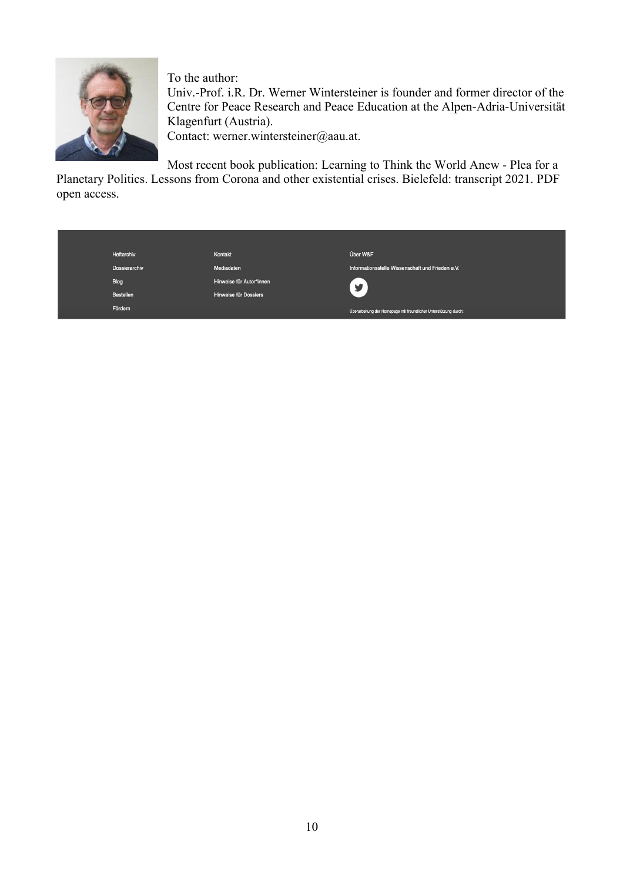To the author:
Univ.-Prof. i.R. Dr. Werner Wintersteiner is founder and former director of the Centre for Peace Research and Peace Education at the Alpen-Adria-Universität Klagenfurt (Austria).
Contact: werner.wintersteiner@aau.at.

Most recent book publication: Learning to Think the World Anew - Plea for a Planetary Politics. Lessons from Corona and other existential crises. Bielefeld: transcript 2021. PDF open access.

Heftarchiv
Dossierarchiv
Blog
Bestellen
Fördern

Kontakt
Mediadaten
Hinweise für Autor*innen
Hinweise für Dossiers

Über W&F
Informationsstelle Wissenschaft und Frieden e.V.

Überarbeitung der Homepage mit freundlicher Unterstützung durch: